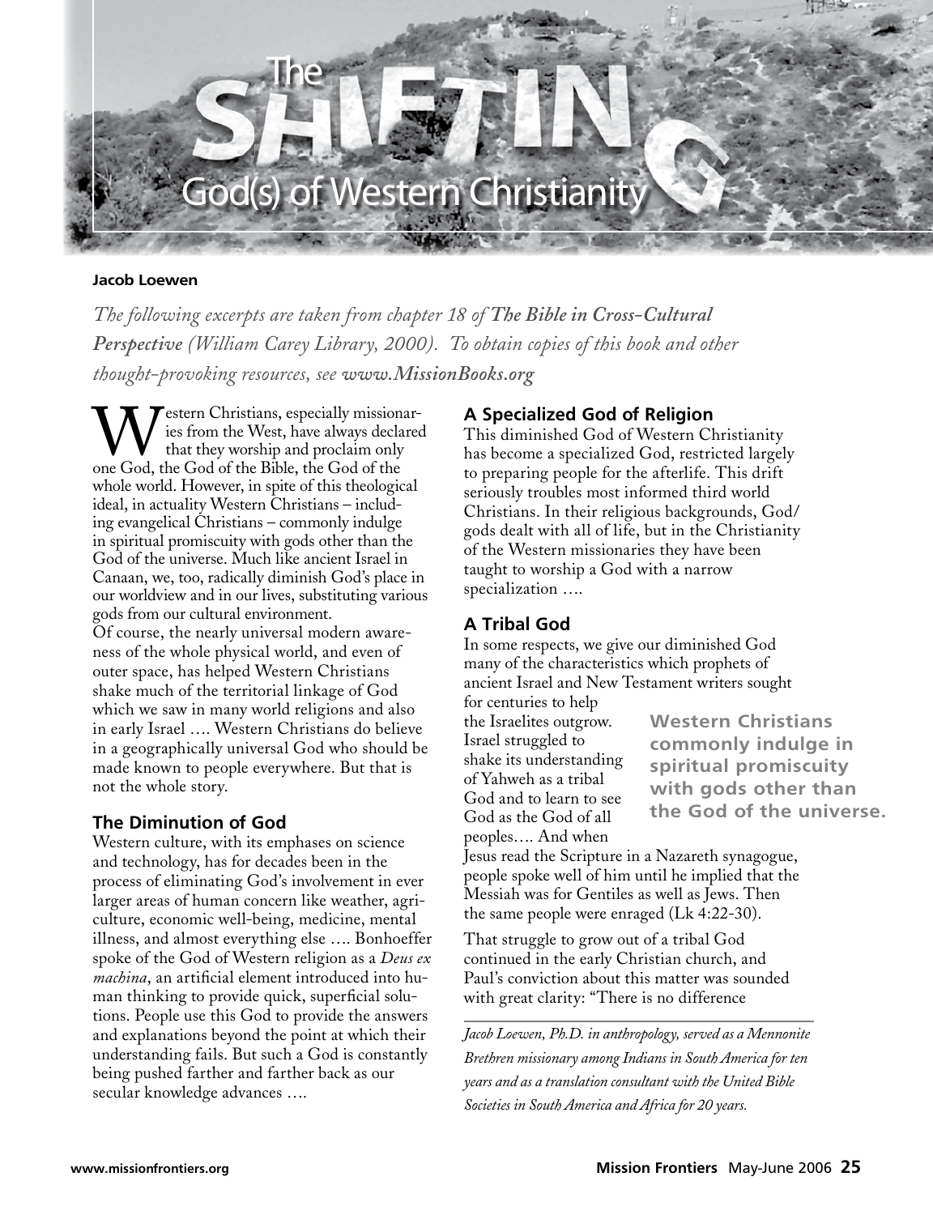# The SHIFTING God(s) of Western Christianity

**Jacob Loewen**

*The following excerpts are taken from chapter 18 of **The Bible in Cross-Cultural Perspective** (William Carey Library, 2000). To obtain copies of this book and other thought-provoking resources, see **www.MissionBooks.org***

Western Christians, especially missionaries from the West, have always declared that they worship and proclaim only one God, the God of the Bible, the God of the whole world. However, in spite of this theological ideal, in actuality Western Christians – including evangelical Christians – commonly indulge in spiritual promiscuity with gods other than the God of the universe. Much like ancient Israel in Canaan, we, too, radically diminish God's place in our worldview and in our lives, substituting various gods from our cultural environment.

Of course, the nearly universal modern awareness of the whole physical world, and even of outer space, has helped Western Christians shake much of the territorial linkage of God which we saw in many world religions and also in early Israel …. Western Christians do believe in a geographically universal God who should be made known to people everywhere. But that is not the whole story.

## The Diminution of God

Western culture, with its emphases on science and technology, has for decades been in the process of eliminating God's involvement in ever larger areas of human concern like weather, agriculture, economic well-being, medicine, mental illness, and almost everything else …. Bonhoeffer spoke of the God of Western religion as a *Deus ex machina*, an artificial element introduced into human thinking to provide quick, superficial solutions. People use this God to provide the answers and explanations beyond the point at which their understanding fails. But such a God is constantly being pushed farther and farther back as our secular knowledge advances ….

## A Specialized God of Religion

This diminished God of Western Christianity has become a specialized God, restricted largely to preparing people for the afterlife. This drift seriously troubles most informed third world Christians. In their religious backgrounds, God/gods dealt with all of life, but in the Christianity of the Western missionaries they have been taught to worship a God with a narrow specialization ….

## A Tribal God

In some respects, we give our diminished God many of the characteristics which prophets of ancient Israel and New Testament writers sought for centuries to help the Israelites outgrow. Israel struggled to shake its understanding of Yahweh as a tribal God and to learn to see God as the God of all peoples…. And when Jesus read the Scripture in a Nazareth synagogue, people spoke well of him until he implied that the Messiah was for Gentiles as well as Jews. Then the same people were enraged (Lk 4:22-30).

> **Western Christians commonly indulge in spiritual promiscuity with gods other than the God of the universe.**

That struggle to grow out of a tribal God continued in the early Christian church, and Paul's conviction about this matter was sounded with great clarity: "There is no difference

---

*Jacob Loewen, Ph.D. in anthropology, served as a Mennonite Brethren missionary among Indians in South America for ten years and as a translation consultant with the United Bible Societies in South America and Africa for 20 years.*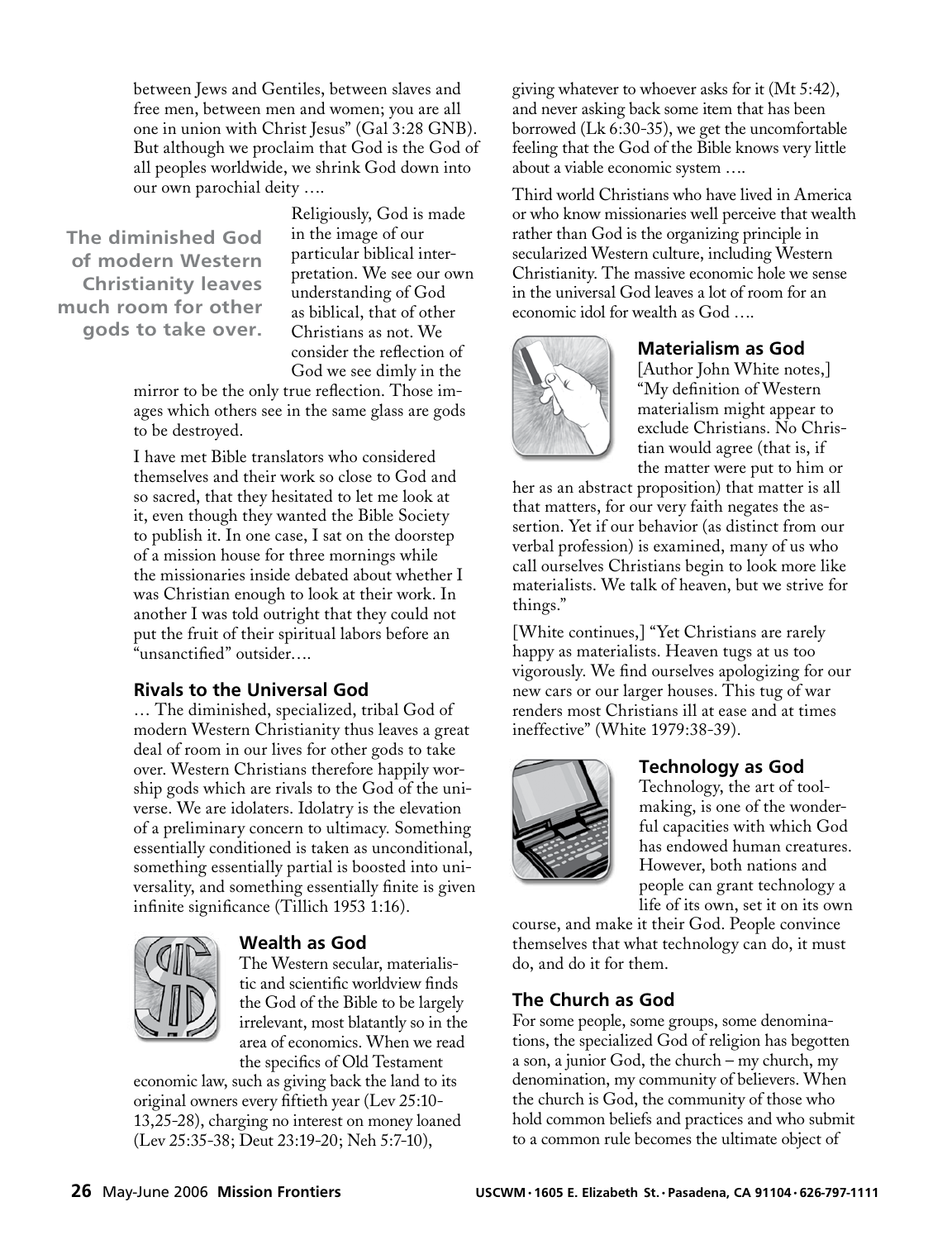between Jews and Gentiles, between slaves and free men, between men and women; you are all one in union with Christ Jesus" (Gal 3:28 GNB). But although we proclaim that God is the God of all peoples worldwide, we shrink God down into our own parochial deity ….

**The diminished God of modern Western Christianity leaves much room for other gods to take over.**

Religiously, God is made in the image of our particular biblical interpretation. We see our own understanding of God as biblical, that of other Christians as not. We consider the reflection of God we see dimly in the mirror to be the only true reflection. Those images which others see in the same glass are gods to be destroyed.

I have met Bible translators who considered themselves and their work so close to God and so sacred, that they hesitated to let me look at it, even though they wanted the Bible Society to publish it. In one case, I sat on the doorstep of a mission house for three mornings while the missionaries inside debated about whether I was Christian enough to look at their work. In another I was told outright that they could not put the fruit of their spiritual labors before an "unsanctified" outsider….

### Rivals to the Universal God

… The diminished, specialized, tribal God of modern Western Christianity thus leaves a great deal of room in our lives for other gods to take over. Western Christians therefore happily worship gods which are rivals to the God of the universe. We are idolaters. Idolatry is the elevation of a preliminary concern to ultimacy. Something essentially conditioned is taken as unconditional, something essentially partial is boosted into universality, and something essentially finite is given infinite significance (Tillich 1953 1:16).

### Wealth as God

The Western secular, materialistic and scientific worldview finds the God of the Bible to be largely irrelevant, most blatantly so in the area of economics. When we read the specifics of Old Testament economic law, such as giving back the land to its original owners every fiftieth year (Lev 25:10-13,25-28), charging no interest on money loaned (Lev 25:35-38; Deut 23:19-20; Neh 5:7-10), giving whatever to whoever asks for it (Mt 5:42), and never asking back some item that has been borrowed (Lk 6:30-35), we get the uncomfortable feeling that the God of the Bible knows very little about a viable economic system ….

Third world Christians who have lived in America or who know missionaries well perceive that wealth rather than God is the organizing principle in secularized Western culture, including Western Christianity. The massive economic hole we sense in the universal God leaves a lot of room for an economic idol for wealth as God ….

### Materialism as God

[Author John White notes,] "My definition of Western materialism might appear to exclude Christians. No Christian would agree (that is, if the matter were put to him or her as an abstract proposition) that matter is all that matters, for our very faith negates the assertion. Yet if our behavior (as distinct from our verbal profession) is examined, many of us who call ourselves Christians begin to look more like materialists. We talk of heaven, but we strive for things."

[White continues,] "Yet Christians are rarely happy as materialists. Heaven tugs at us too vigorously. We find ourselves apologizing for our new cars or our larger houses. This tug of war renders most Christians ill at ease and at times ineffective" (White 1979:38-39).

### Technology as God

Technology, the art of toolmaking, is one of the wonderful capacities with which God has endowed human creatures. However, both nations and people can grant technology a life of its own, set it on its own course, and make it their God. People convince themselves that what technology can do, it must do, and do it for them.

### The Church as God

For some people, some groups, some denominations, the specialized God of religion has begotten a son, a junior God, the church – my church, my denomination, my community of believers. When the church is God, the community of those who hold common beliefs and practices and who submit to a common rule becomes the ultimate object of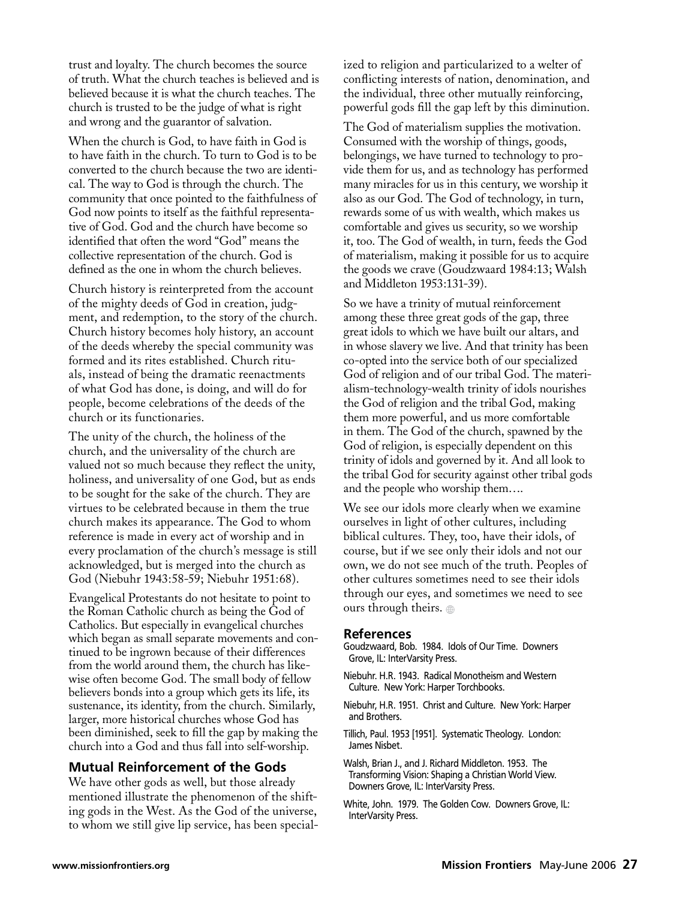trust and loyalty. The church becomes the source of truth. What the church teaches is believed and is believed because it is what the church teaches. The church is trusted to be the judge of what is right and wrong and the guarantor of salvation.

When the church is God, to have faith in God is to have faith in the church. To turn to God is to be converted to the church because the two are identical. The way to God is through the church. The community that once pointed to the faithfulness of God now points to itself as the faithful representative of God. God and the church have become so identified that often the word "God" means the collective representation of the church. God is defined as the one in whom the church believes.

Church history is reinterpreted from the account of the mighty deeds of God in creation, judgment, and redemption, to the story of the church. Church history becomes holy history, an account of the deeds whereby the special community was formed and its rites established. Church rituals, instead of being the dramatic reenactments of what God has done, is doing, and will do for people, become celebrations of the deeds of the church or its functionaries.

The unity of the church, the holiness of the church, and the universality of the church are valued not so much because they reflect the unity, holiness, and universality of one God, but as ends to be sought for the sake of the church. They are virtues to be celebrated because in them the true church makes its appearance. The God to whom reference is made in every act of worship and in every proclamation of the church's message is still acknowledged, but is merged into the church as God (Niebuhr 1943:58-59; Niebuhr 1951:68).

Evangelical Protestants do not hesitate to point to the Roman Catholic church as being the God of Catholics. But especially in evangelical churches which began as small separate movements and continued to be ingrown because of their differences from the world around them, the church has likewise often become God. The small body of fellow believers bonds into a group which gets its life, its sustenance, its identity, from the church. Similarly, larger, more historical churches whose God has been diminished, seek to fill the gap by making the church into a God and thus fall into self-worship.

### Mutual Reinforcement of the Gods

We have other gods as well, but those already mentioned illustrate the phenomenon of the shifting gods in the West. As the God of the universe, to whom we still give lip service, has been specialized to religion and particularized to a welter of conflicting interests of nation, denomination, and the individual, three other mutually reinforcing, powerful gods fill the gap left by this diminution.

The God of materialism supplies the motivation. Consumed with the worship of things, goods, belongings, we have turned to technology to provide them for us, and as technology has performed many miracles for us in this century, we worship it also as our God. The God of technology, in turn, rewards some of us with wealth, which makes us comfortable and gives us security, so we worship it, too. The God of wealth, in turn, feeds the God of materialism, making it possible for us to acquire the goods we crave (Goudzwaard 1984:13; Walsh and Middleton 1953:131-39).

So we have a trinity of mutual reinforcement among these three great gods of the gap, three great idols to which we have built our altars, and in whose slavery we live. And that trinity has been co-opted into the service both of our specialized God of religion and of our tribal God. The materialism-technology-wealth trinity of idols nourishes the God of religion and the tribal God, making them more powerful, and us more comfortable in them. The God of the church, spawned by the God of religion, is especially dependent on this trinity of idols and governed by it. And all look to the tribal God for security against other tribal gods and the people who worship them….

We see our idols more clearly when we examine ourselves in light of other cultures, including biblical cultures. They, too, have their idols, of course, but if we see only their idols and not our own, we do not see much of the truth. Peoples of other cultures sometimes need to see their idols through our eyes, and sometimes we need to see ours through theirs.

### References

Goudzwaard, Bob. 1984. Idols of Our Time. Downers Grove, IL: InterVarsity Press.

Niebuhr. H.R. 1943. Radical Monotheism and Western Culture. New York: Harper Torchbooks.

Niebuhr, H.R. 1951. Christ and Culture. New York: Harper and Brothers.

Tillich, Paul. 1953 [1951]. Systematic Theology. London: James Nisbet.

Walsh, Brian J., and J. Richard Middleton. 1953. The Transforming Vision: Shaping a Christian World View. Downers Grove, IL: InterVarsity Press.

White, John. 1979. The Golden Cow. Downers Grove, IL: InterVarsity Press.